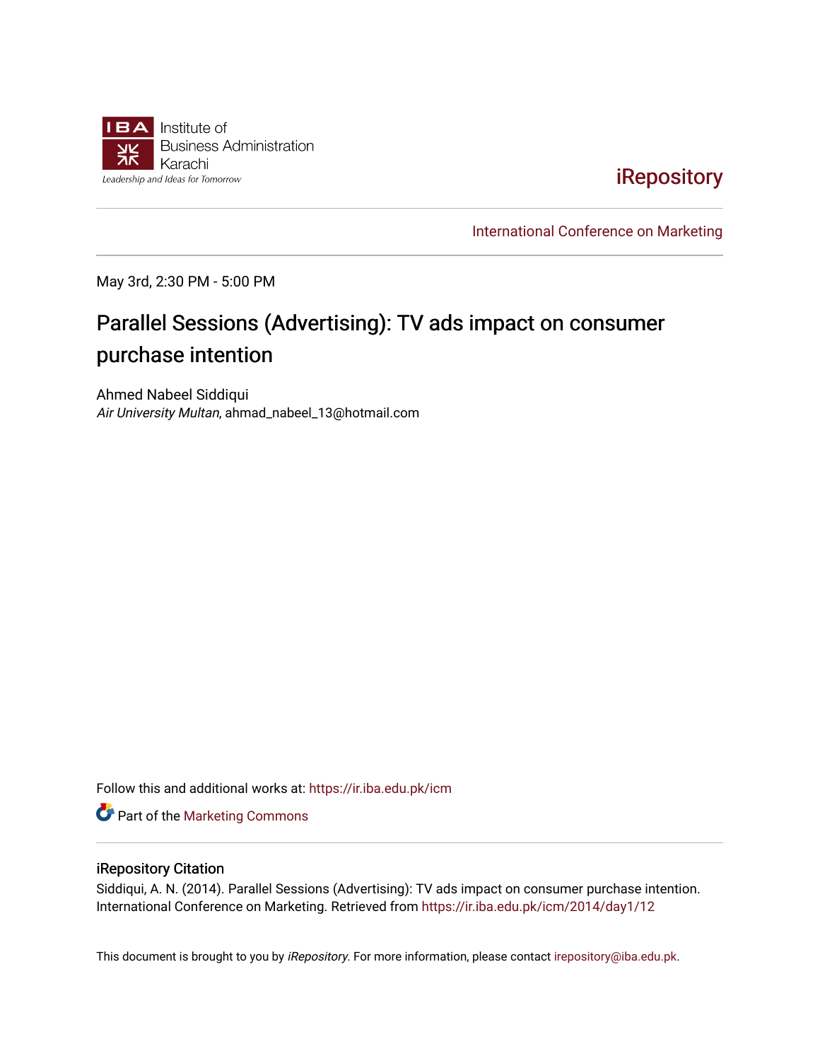Institute of Business Administration Karachi

Leadership and Ideas for Tomorrow

iRepository

International Conference on Marketing

May 3rd, 2:30 PM - 5:00 PM

# Parallel Sessions (Advertising): TV ads impact on consumer purchase intention

Ahmed Nabeel Siddiqui

*Air University Multan*, ahmad_nabeel_13@hotmail.com

Follow this and additional works at: https://ir.iba.edu.pk/icm

Part of the Marketing Commons

## iRepository Citation

Siddiqui, A. N. (2014). Parallel Sessions (Advertising): TV ads impact on consumer purchase intention. International Conference on Marketing. Retrieved from https://ir.iba.edu.pk/icm/2014/day1/12

This document is brought to you by *iRepository*. For more information, please contact irepository@iba.edu.pk.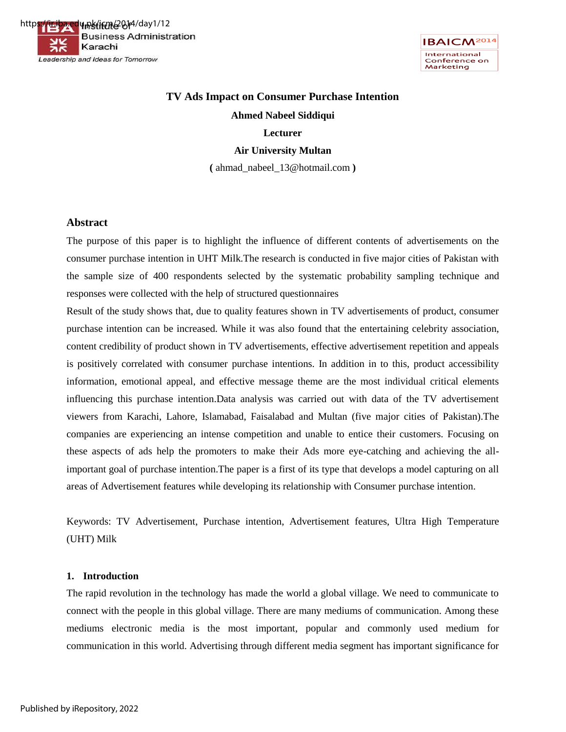# TV Ads Impact on Consumer Purchase Intention

**Ahmed Nabeel Siddiqui**

**Lecturer**

**Air University Multan**

**(** ahmad_nabeel_13@hotmail.com **)**

## Abstract

The purpose of this paper is to highlight the influence of different contents of advertisements on the consumer purchase intention in UHT Milk.The research is conducted in five major cities of Pakistan with the sample size of 400 respondents selected by the systematic probability sampling technique and responses were collected with the help of structured questionnaires

Result of the study shows that, due to quality features shown in TV advertisements of product, consumer purchase intention can be increased. While it was also found that the entertaining celebrity association, content credibility of product shown in TV advertisements, effective advertisement repetition and appeals is positively correlated with consumer purchase intentions. In addition in to this, product accessibility information, emotional appeal, and effective message theme are the most individual critical elements influencing this purchase intention.Data analysis was carried out with data of the TV advertisement viewers from Karachi, Lahore, Islamabad, Faisalabad and Multan (five major cities of Pakistan).The companies are experiencing an intense competition and unable to entice their customers. Focusing on these aspects of ads help the promoters to make their Ads more eye-catching and achieving the all-important goal of purchase intention.The paper is a first of its type that develops a model capturing on all areas of Advertisement features while developing its relationship with Consumer purchase intention.

Keywords: TV Advertisement, Purchase intention, Advertisement features, Ultra High Temperature (UHT) Milk

## 1. Introduction

The rapid revolution in the technology has made the world a global village. We need to communicate to connect with the people in this global village. There are many mediums of communication. Among these mediums electronic media is the most important, popular and commonly used medium for communication in this world. Advertising through different media segment has important significance for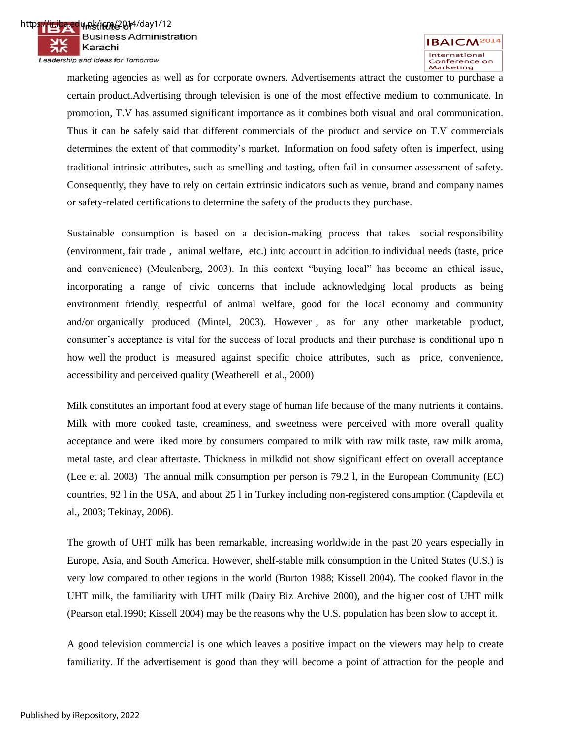marketing agencies as well as for corporate owners. Advertisements attract the customer to purchase a certain product.Advertising through television is one of the most effective medium to communicate. In promotion, T.V has assumed significant importance as it combines both visual and oral communication. Thus it can be safely said that different commercials of the product and service on T.V commercials determines the extent of that commodity's market. Information on food safety often is imperfect, using traditional intrinsic attributes, such as smelling and tasting, often fail in consumer assessment of safety. Consequently, they have to rely on certain extrinsic indicators such as venue, brand and company names or safety-related certifications to determine the safety of the products they purchase.

Sustainable consumption is based on a decision-making process that takes social responsibility (environment, fair trade , animal welfare, etc.) into account in addition to individual needs (taste, price and convenience) (Meulenberg, 2003). In this context "buying local" has become an ethical issue, incorporating a range of civic concerns that include acknowledging local products as being environment friendly, respectful of animal welfare, good for the local economy and community and/or organically produced (Mintel, 2003). However , as for any other marketable product, consumer's acceptance is vital for the success of local products and their purchase is conditional upo n how well the product is measured against specific choice attributes, such as price, convenience, accessibility and perceived quality (Weatherell et al., 2000)

Milk constitutes an important food at every stage of human life because of the many nutrients it contains. Milk with more cooked taste, creaminess, and sweetness were perceived with more overall quality acceptance and were liked more by consumers compared to milk with raw milk taste, raw milk aroma, metal taste, and clear aftertaste. Thickness in milkdid not show significant effect on overall acceptance (Lee et al. 2003) The annual milk consumption per person is 79.2 l, in the European Community (EC) countries, 92 l in the USA, and about 25 l in Turkey including non-registered consumption (Capdevila et al., 2003; Tekinay, 2006).

The growth of UHT milk has been remarkable, increasing worldwide in the past 20 years especially in Europe, Asia, and South America. However, shelf-stable milk consumption in the United States (U.S.) is very low compared to other regions in the world (Burton 1988; Kissell 2004). The cooked flavor in the UHT milk, the familiarity with UHT milk (Dairy Biz Archive 2000), and the higher cost of UHT milk (Pearson etal.1990; Kissell 2004) may be the reasons why the U.S. population has been slow to accept it.

A good television commercial is one which leaves a positive impact on the viewers may help to create familiarity. If the advertisement is good than they will become a point of attraction for the people and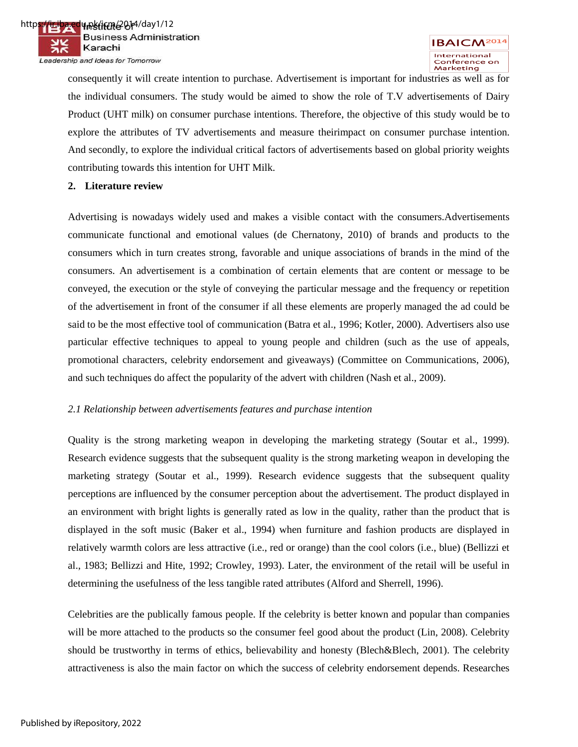consequently it will create intention to purchase. Advertisement is important for industries as well as for the individual consumers. The study would be aimed to show the role of T.V advertisements of Dairy Product (UHT milk) on consumer purchase intentions. Therefore, the objective of this study would be to explore the attributes of TV advertisements and measure theirimpact on consumer purchase intention. And secondly, to explore the individual critical factors of advertisements based on global priority weights contributing towards this intention for UHT Milk.

## 2. Literature review

Advertising is nowadays widely used and makes a visible contact with the consumers.Advertisements communicate functional and emotional values (de Chernatony, 2010) of brands and products to the consumers which in turn creates strong, favorable and unique associations of brands in the mind of the consumers. An advertisement is a combination of certain elements that are content or message to be conveyed, the execution or the style of conveying the particular message and the frequency or repetition of the advertisement in front of the consumer if all these elements are properly managed the ad could be said to be the most effective tool of communication (Batra et al., 1996; Kotler, 2000). Advertisers also use particular effective techniques to appeal to young people and children (such as the use of appeals, promotional characters, celebrity endorsement and giveaways) (Committee on Communications, 2006), and such techniques do affect the popularity of the advert with children (Nash et al., 2009).

### *2.1 Relationship between advertisements features and purchase intention*

Quality is the strong marketing weapon in developing the marketing strategy (Soutar et al., 1999). Research evidence suggests that the subsequent quality is the strong marketing weapon in developing the marketing strategy (Soutar et al., 1999). Research evidence suggests that the subsequent quality perceptions are influenced by the consumer perception about the advertisement. The product displayed in an environment with bright lights is generally rated as low in the quality, rather than the product that is displayed in the soft music (Baker et al., 1994) when furniture and fashion products are displayed in relatively warmth colors are less attractive (i.e., red or orange) than the cool colors (i.e., blue) (Bellizzi et al., 1983; Bellizzi and Hite, 1992; Crowley, 1993). Later, the environment of the retail will be useful in determining the usefulness of the less tangible rated attributes (Alford and Sherrell, 1996).

Celebrities are the publically famous people. If the celebrity is better known and popular than companies will be more attached to the products so the consumer feel good about the product (Lin, 2008). Celebrity should be trustworthy in terms of ethics, believability and honesty (Blech&Blech, 2001). The celebrity attractiveness is also the main factor on which the success of celebrity endorsement depends. Researches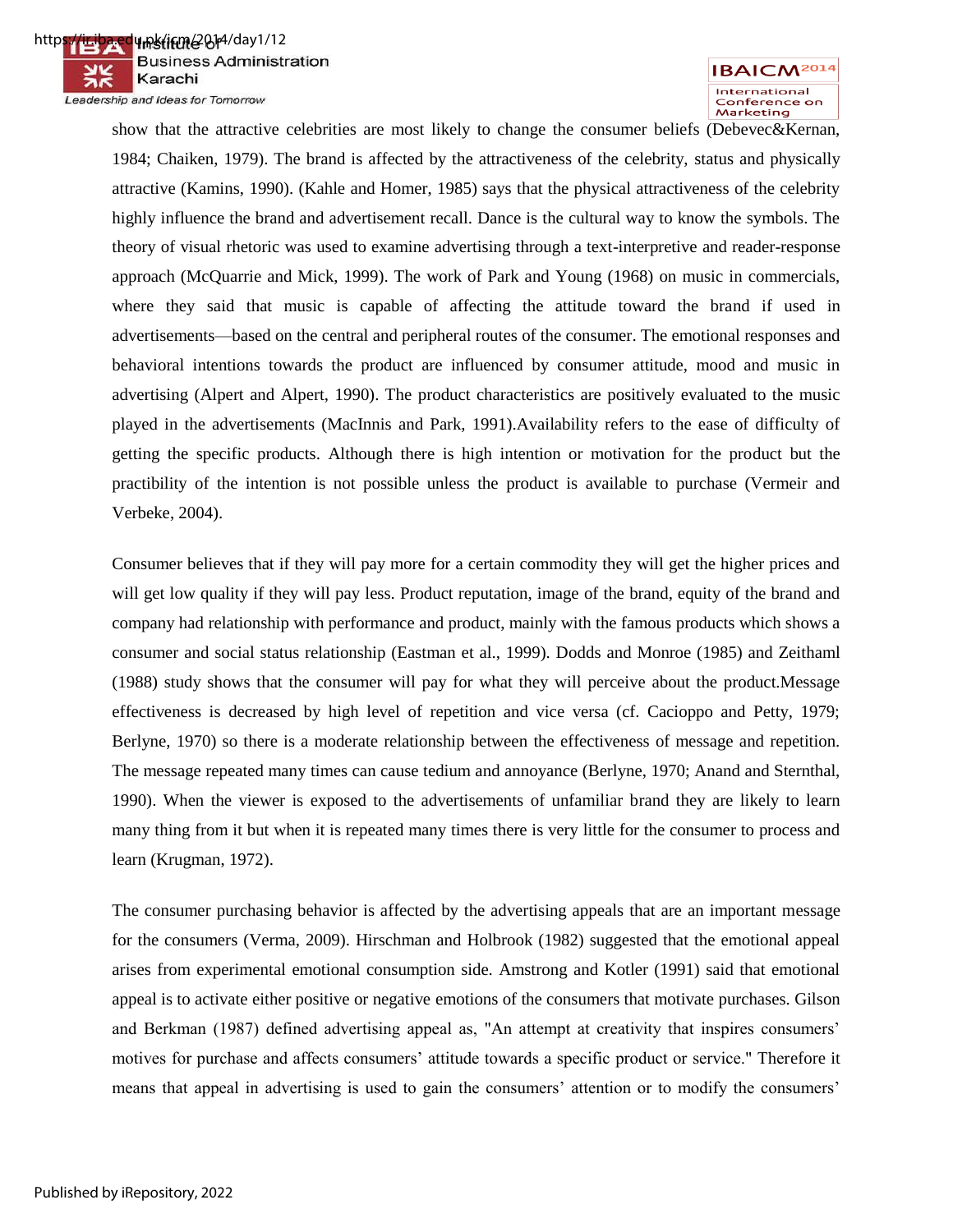show that the attractive celebrities are most likely to change the consumer beliefs (Debevec&Kernan, 1984; Chaiken, 1979). The brand is affected by the attractiveness of the celebrity, status and physically attractive (Kamins, 1990). (Kahle and Homer, 1985) says that the physical attractiveness of the celebrity highly influence the brand and advertisement recall. Dance is the cultural way to know the symbols. The theory of visual rhetoric was used to examine advertising through a text-interpretive and reader-response approach (McQuarrie and Mick, 1999). The work of Park and Young (1968) on music in commercials, where they said that music is capable of affecting the attitude toward the brand if used in advertisements—based on the central and peripheral routes of the consumer. The emotional responses and behavioral intentions towards the product are influenced by consumer attitude, mood and music in advertising (Alpert and Alpert, 1990). The product characteristics are positively evaluated to the music played in the advertisements (MacInnis and Park, 1991).Availability refers to the ease of difficulty of getting the specific products. Although there is high intention or motivation for the product but the practibility of the intention is not possible unless the product is available to purchase (Vermeir and Verbeke, 2004).

Consumer believes that if they will pay more for a certain commodity they will get the higher prices and will get low quality if they will pay less. Product reputation, image of the brand, equity of the brand and company had relationship with performance and product, mainly with the famous products which shows a consumer and social status relationship (Eastman et al., 1999). Dodds and Monroe (1985) and Zeithaml (1988) study shows that the consumer will pay for what they will perceive about the product.Message effectiveness is decreased by high level of repetition and vice versa (cf. Cacioppo and Petty, 1979; Berlyne, 1970) so there is a moderate relationship between the effectiveness of message and repetition. The message repeated many times can cause tedium and annoyance (Berlyne, 1970; Anand and Sternthal, 1990). When the viewer is exposed to the advertisements of unfamiliar brand they are likely to learn many thing from it but when it is repeated many times there is very little for the consumer to process and learn (Krugman, 1972).

The consumer purchasing behavior is affected by the advertising appeals that are an important message for the consumers (Verma, 2009). Hirschman and Holbrook (1982) suggested that the emotional appeal arises from experimental emotional consumption side. Amstrong and Kotler (1991) said that emotional appeal is to activate either positive or negative emotions of the consumers that motivate purchases. Gilson and Berkman (1987) defined advertising appeal as, "An attempt at creativity that inspires consumers' motives for purchase and affects consumers' attitude towards a specific product or service." Therefore it means that appeal in advertising is used to gain the consumers' attention or to modify the consumers'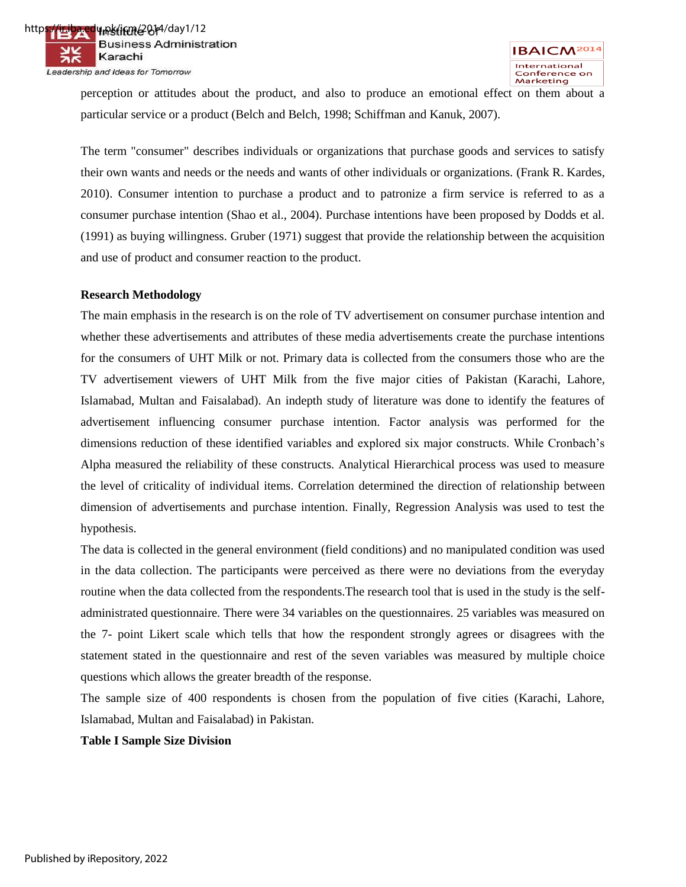perception or attitudes about the product, and also to produce an emotional effect on them about a particular service or a product (Belch and Belch, 1998; Schiffman and Kanuk, 2007).

The term "consumer" describes individuals or organizations that purchase goods and services to satisfy their own wants and needs or the needs and wants of other individuals or organizations. (Frank R. Kardes, 2010). Consumer intention to purchase a product and to patronize a firm service is referred to as a consumer purchase intention (Shao et al., 2004). Purchase intentions have been proposed by Dodds et al. (1991) as buying willingness. Gruber (1971) suggest that provide the relationship between the acquisition and use of product and consumer reaction to the product.

**Research Methodology**

The main emphasis in the research is on the role of TV advertisement on consumer purchase intention and whether these advertisements and attributes of these media advertisements create the purchase intentions for the consumers of UHT Milk or not. Primary data is collected from the consumers those who are the TV advertisement viewers of UHT Milk from the five major cities of Pakistan (Karachi, Lahore, Islamabad, Multan and Faisalabad). An indepth study of literature was done to identify the features of advertisement influencing consumer purchase intention. Factor analysis was performed for the dimensions reduction of these identified variables and explored six major constructs. While Cronbach's Alpha measured the reliability of these constructs. Analytical Hierarchical process was used to measure the level of criticality of individual items. Correlation determined the direction of relationship between dimension of advertisements and purchase intention. Finally, Regression Analysis was used to test the hypothesis.

The data is collected in the general environment (field conditions) and no manipulated condition was used in the data collection. The participants were perceived as there were no deviations from the everyday routine when the data collected from the respondents.The research tool that is used in the study is the self-administrated questionnaire. There were 34 variables on the questionnaires. 25 variables was measured on the 7- point Likert scale which tells that how the respondent strongly agrees or disagrees with the statement stated in the questionnaire and rest of the seven variables was measured by multiple choice questions which allows the greater breadth of the response.

The sample size of 400 respondents is chosen from the population of five cities (Karachi, Lahore, Islamabad, Multan and Faisalabad) in Pakistan.

**Table I Sample Size Division**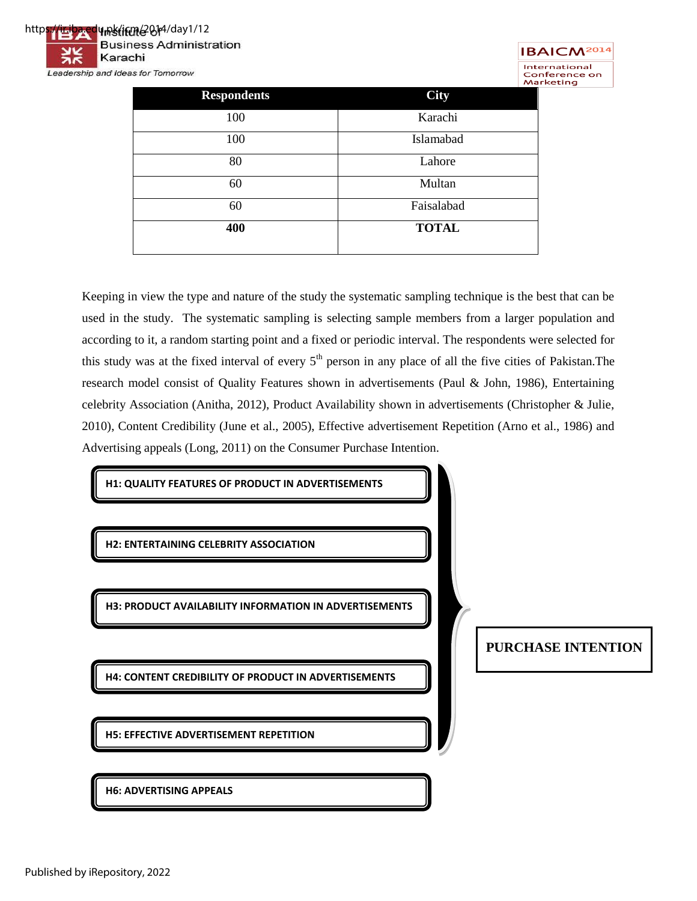| Respondents | City |
|---|---|
| 100 | Karachi |
| 100 | Islamabad |
| 80 | Lahore |
| 60 | Multan |
| 60 | Faisalabad |
| **400** | **TOTAL** |

Keeping in view the type and nature of the study the systematic sampling technique is the best that can be used in the study. The systematic sampling is selecting sample members from a larger population and according to it, a random starting point and a fixed or periodic interval. The respondents were selected for this study was at the fixed interval of every 5th person in any place of all the five cities of Pakistan.The research model consist of Quality Features shown in advertisements (Paul & John, 1986), Entertaining celebrity Association (Anitha, 2012), Product Availability shown in advertisements (Christopher & Julie, 2010), Content Credibility (June et al., 2005), Effective advertisement Repetition (Arno et al., 1986) and Advertising appeals (Long, 2011) on the Consumer Purchase Intention.

**H1: QUALITY FEATURES OF PRODUCT IN ADVERTISEMENTS**

**H2: ENTERTAINING CELEBRITY ASSOCIATION**

**H3: PRODUCT AVAILABILITY INFORMATION IN ADVERTISEMENTS**

**H4: CONTENT CREDIBILITY OF PRODUCT IN ADVERTISEMENTS**

**H5: EFFECTIVE ADVERTISEMENT REPETITION**

**H6: ADVERTISING APPEALS**

**PURCHASE INTENTION**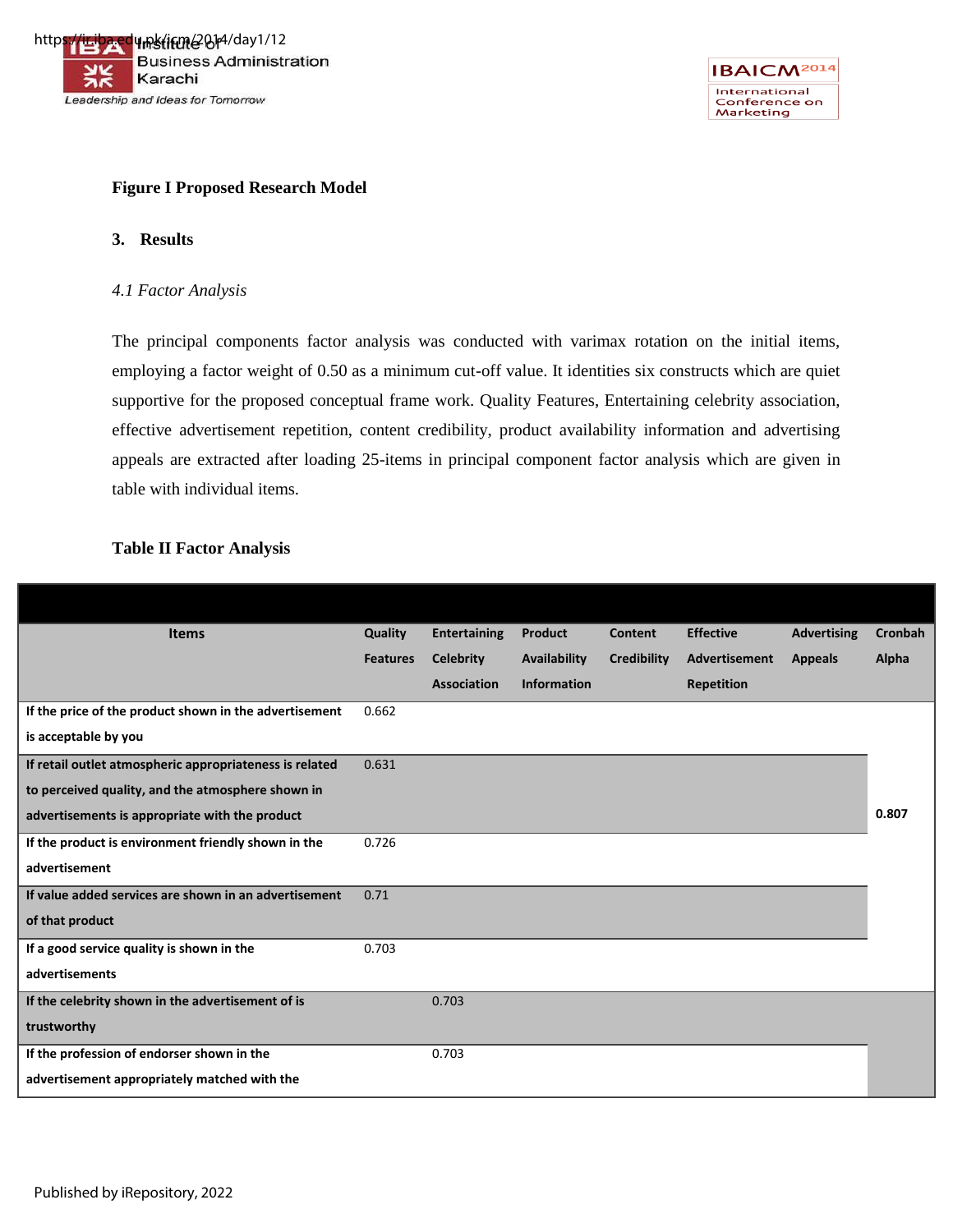**Figure I Proposed Research Model**

## 3. Results

### *4.1 Factor Analysis*

The principal components factor analysis was conducted with varimax rotation on the initial items, employing a factor weight of 0.50 as a minimum cut-off value. It identities six constructs which are quiet supportive for the proposed conceptual frame work. Quality Features, Entertaining celebrity association, effective advertisement repetition, content credibility, product availability information and advertising appeals are extracted after loading 25-items in principal component factor analysis which are given in table with individual items.

**Table II Factor Analysis**

| Items | Quality Features | Entertaining Celebrity Association | Product Availability Information | Content Credibility | Effective Advertisement Repetition | Advertising Appeals | Cronbah Alpha |
|---|---|---|---|---|---|---|---|
| If the price of the product shown in the advertisement is acceptable by you | 0.662 | | | | | | |
| If retail outlet atmospheric appropriateness is related to perceived quality, and the atmosphere shown in advertisements is appropriate with the product | 0.631 | | | | | | 0.807 |
| If the product is environment friendly shown in the advertisement | 0.726 | | | | | | |
| If value added services are shown in an advertisement of that product | 0.71 | | | | | | |
| If a good service quality is shown in the advertisements | 0.703 | | | | | | |
| If the celebrity shown in the advertisement of is trustworthy | | 0.703 | | | | | |
| If the profession of endorser shown in the advertisement appropriately matched with the | | 0.703 | | | | | |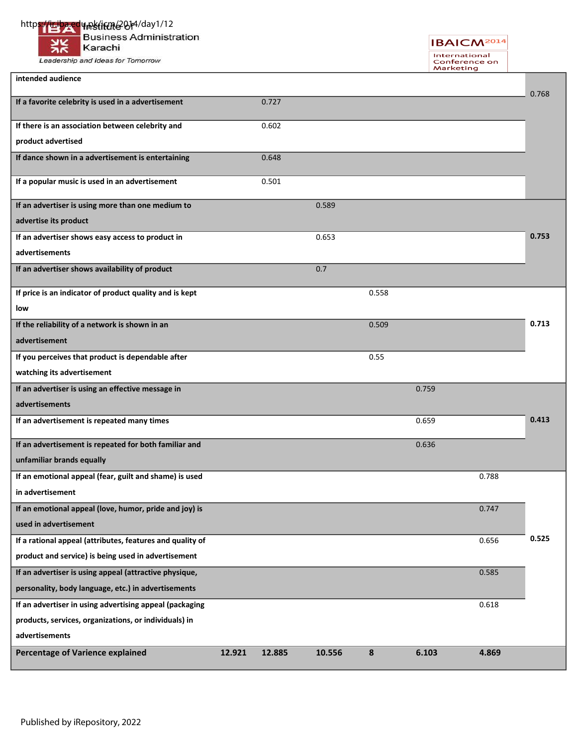| | | | | | | | |
|---|---|---|---|---|---|---|---|
| **intended audience** | | | | | | | 0.768 |
| **If a favorite celebrity is used in a advertisement** | | 0.727 | | | | | |
| **If there is an association between celebrity and product advertised** | | 0.602 | | | | | |
| **If dance shown in a advertisement is entertaining** | | 0.648 | | | | | |
| **If a popular music is used in an advertisement** | | 0.501 | | | | | |
| **If an advertiser is using more than one medium to advertise its product** | | | 0.589 | | | | |
| **If an advertiser shows easy access to product in advertisements** | | | 0.653 | | | | **0.753** |
| **If an advertiser shows availability of product** | | | 0.7 | | | | |
| **If price is an indicator of product quality and is kept low** | | | | 0.558 | | | |
| **If the reliability of a network is shown in an advertisement** | | | | 0.509 | | | **0.713** |
| **If you perceives that product is dependable after watching its advertisement** | | | | 0.55 | | | |
| **If an advertiser is using an effective message in advertisements** | | | | | 0.759 | | |
| **If an advertisement is repeated many times** | | | | | 0.659 | | **0.413** |
| **If an advertisement is repeated for both familiar and unfamiliar brands equally** | | | | | 0.636 | | |
| **If an emotional appeal (fear, guilt and shame) is used in advertisement** | | | | | | 0.788 | |
| **If an emotional appeal (love, humor, pride and joy) is used in advertisement** | | | | | | 0.747 | |
| **If a rational appeal (attributes, features and quality of product and service) is being used in advertisement** | | | | | | 0.656 | **0.525** |
| **If an advertiser is using appeal (attractive physique, personality, body language, etc.) in advertisements** | | | | | | 0.585 | |
| **If an advertiser in using advertising appeal (packaging products, services, organizations, or individuals) in advertisements** | | | | | | 0.618 | |
| **Percentage of Varience explained** | **12.921** | **12.885** | **10.556** | **8** | **6.103** | **4.869** | |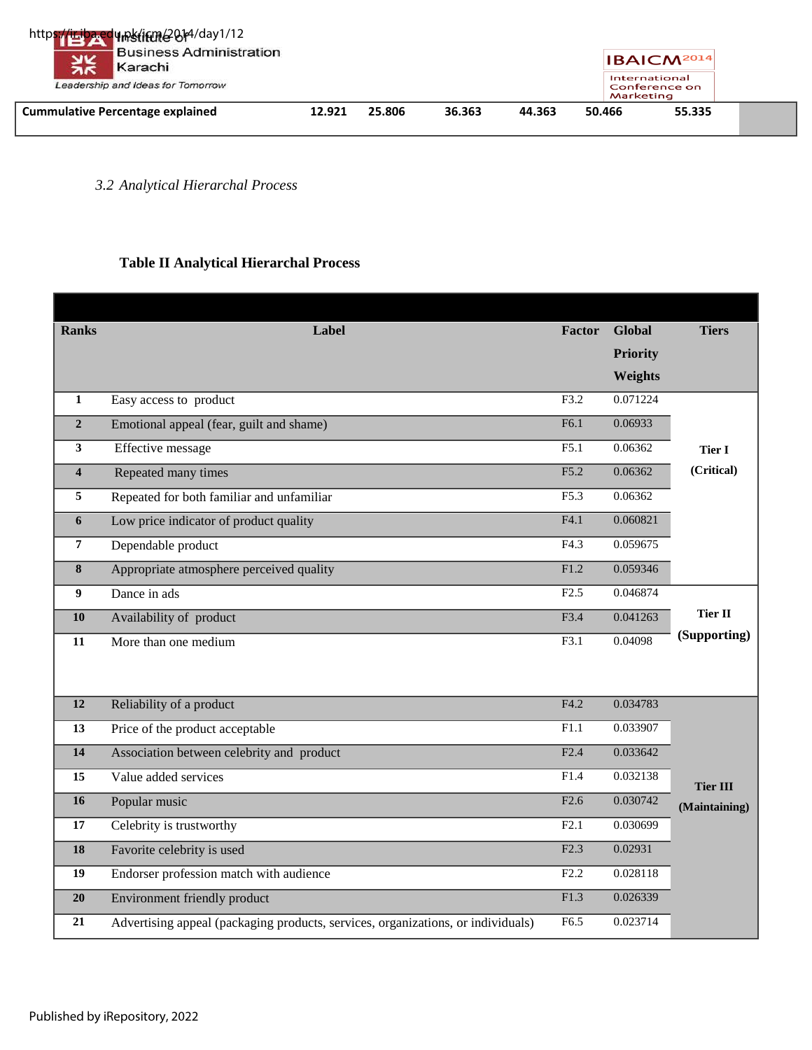| Cummulative Percentage explained | 12.921 | 25.806 | 36.363 | 44.363 | 50.466 | 55.335 | |
|---|---|---|---|---|---|---|---|

*3.2 Analytical Hierarchal Process*

**Table II Analytical Hierarchal Process**

| Ranks | Label | Factor | Global Priority Weights | Tiers |
|---|---|---|---|---|
| 1 | Easy access to product | F3.2 | 0.071224 | Tier I (Critical) |
| 2 | Emotional appeal (fear, guilt and shame) | F6.1 | 0.06933 | |
| 3 | Effective message | F5.1 | 0.06362 | |
| 4 | Repeated many times | F5.2 | 0.06362 | |
| 5 | Repeated for both familiar and unfamiliar | F5.3 | 0.06362 | |
| 6 | Low price indicator of product quality | F4.1 | 0.060821 | |
| 7 | Dependable product | F4.3 | 0.059675 | |
| 8 | Appropriate atmosphere perceived quality | F1.2 | 0.059346 | |
| 9 | Dance in ads | F2.5 | 0.046874 | Tier II (Supporting) |
| 10 | Availability of product | F3.4 | 0.041263 | |
| 11 | More than one medium | F3.1 | 0.04098 | |
| 12 | Reliability of a product | F4.2 | 0.034783 | Tier III (Maintaining) |
| 13 | Price of the product acceptable | F1.1 | 0.033907 | |
| 14 | Association between celebrity and product | F2.4 | 0.033642 | |
| 15 | Value added services | F1.4 | 0.032138 | |
| 16 | Popular music | F2.6 | 0.030742 | |
| 17 | Celebrity is trustworthy | F2.1 | 0.030699 | |
| 18 | Favorite celebrity is used | F2.3 | 0.02931 | |
| 19 | Endorser profession match with audience | F2.2 | 0.028118 | |
| 20 | Environment friendly product | F1.3 | 0.026339 | |
| 21 | Advertising appeal (packaging products, services, organizations, or individuals) | F6.5 | 0.023714 | |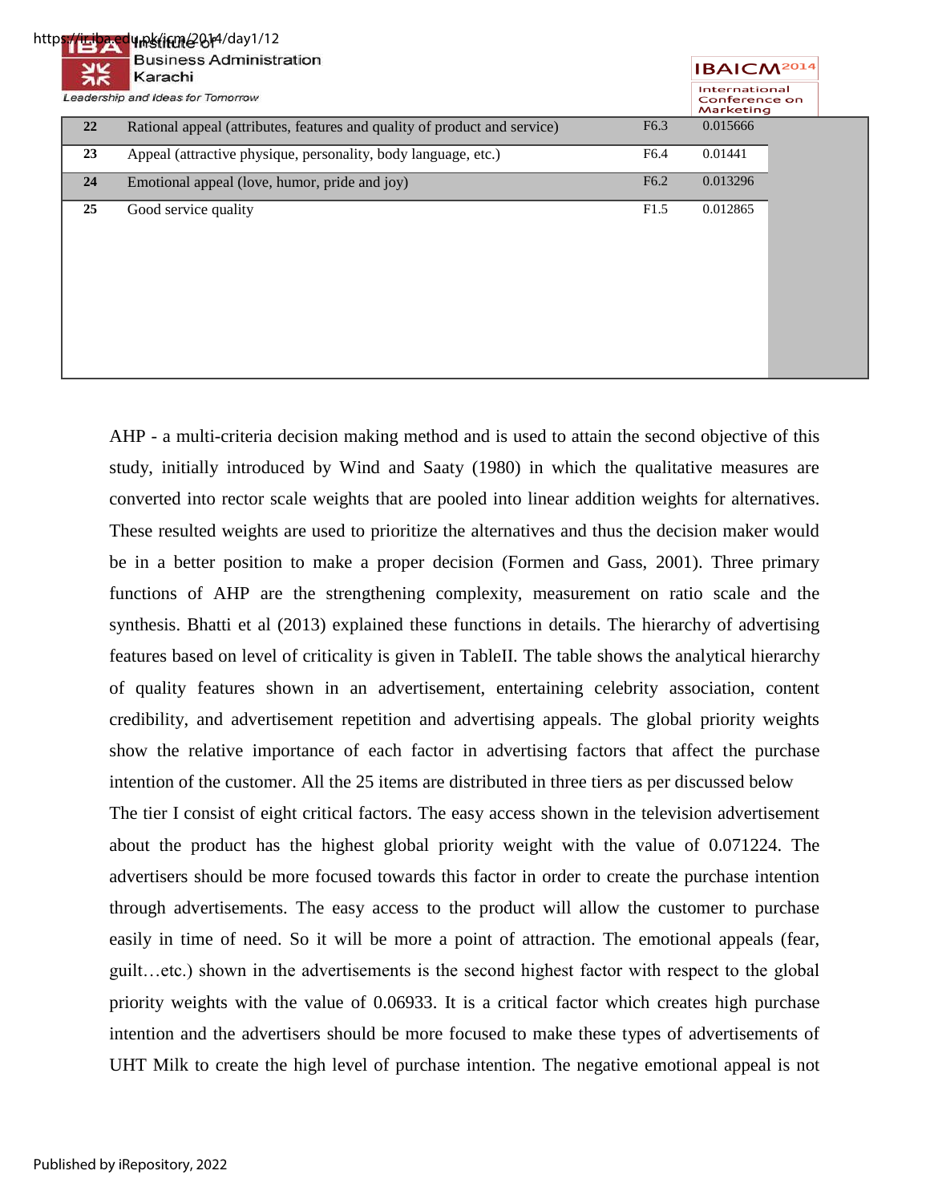| 22 | Rational appeal (attributes, features and quality of product and service) | F6.3 | 0.015666 |
|---|---|---|---|
| 23 | Appeal (attractive physique, personality, body language, etc.) | F6.4 | 0.01441 |
| 24 | Emotional appeal (love, humor, pride and joy) | F6.2 | 0.013296 |
| 25 | Good service quality | F1.5 | 0.012865 |

AHP - a multi-criteria decision making method and is used to attain the second objective of this study, initially introduced by Wind and Saaty (1980) in which the qualitative measures are converted into rector scale weights that are pooled into linear addition weights for alternatives. These resulted weights are used to prioritize the alternatives and thus the decision maker would be in a better position to make a proper decision (Formen and Gass, 2001). Three primary functions of AHP are the strengthening complexity, measurement on ratio scale and the synthesis. Bhatti et al (2013) explained these functions in details. The hierarchy of advertising features based on level of criticality is given in TableII. The table shows the analytical hierarchy of quality features shown in an advertisement, entertaining celebrity association, content credibility, and advertisement repetition and advertising appeals. The global priority weights show the relative importance of each factor in advertising factors that affect the purchase intention of the customer. All the 25 items are distributed in three tiers as per discussed below

The tier I consist of eight critical factors. The easy access shown in the television advertisement about the product has the highest global priority weight with the value of 0.071224. The advertisers should be more focused towards this factor in order to create the purchase intention through advertisements. The easy access to the product will allow the customer to purchase easily in time of need. So it will be more a point of attraction. The emotional appeals (fear, guilt…etc.) shown in the advertisements is the second highest factor with respect to the global priority weights with the value of 0.06933. It is a critical factor which creates high purchase intention and the advertisers should be more focused to make these types of advertisements of UHT Milk to create the high level of purchase intention. The negative emotional appeal is not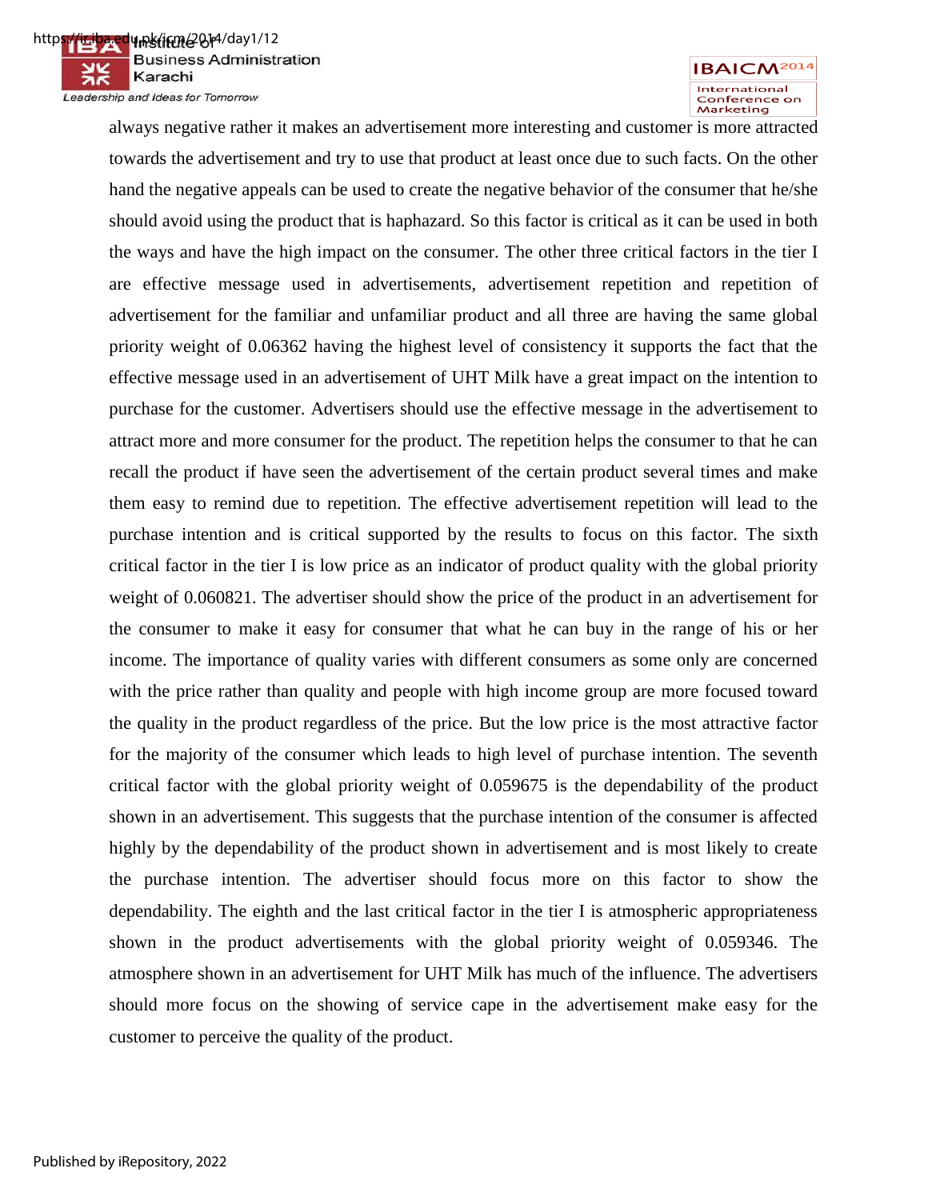always negative rather it makes an advertisement more interesting and customer is more attracted towards the advertisement and try to use that product at least once due to such facts. On the other hand the negative appeals can be used to create the negative behavior of the consumer that he/she should avoid using the product that is haphazard. So this factor is critical as it can be used in both the ways and have the high impact on the consumer. The other three critical factors in the tier I are effective message used in advertisements, advertisement repetition and repetition of advertisement for the familiar and unfamiliar product and all three are having the same global priority weight of 0.06362 having the highest level of consistency it supports the fact that the effective message used in an advertisement of UHT Milk have a great impact on the intention to purchase for the customer. Advertisers should use the effective message in the advertisement to attract more and more consumer for the product. The repetition helps the consumer to that he can recall the product if have seen the advertisement of the certain product several times and make them easy to remind due to repetition. The effective advertisement repetition will lead to the purchase intention and is critical supported by the results to focus on this factor. The sixth critical factor in the tier I is low price as an indicator of product quality with the global priority weight of 0.060821. The advertiser should show the price of the product in an advertisement for the consumer to make it easy for consumer that what he can buy in the range of his or her income. The importance of quality varies with different consumers as some only are concerned with the price rather than quality and people with high income group are more focused toward the quality in the product regardless of the price. But the low price is the most attractive factor for the majority of the consumer which leads to high level of purchase intention. The seventh critical factor with the global priority weight of 0.059675 is the dependability of the product shown in an advertisement. This suggests that the purchase intention of the consumer is affected highly by the dependability of the product shown in advertisement and is most likely to create the purchase intention. The advertiser should focus more on this factor to show the dependability. The eighth and the last critical factor in the tier I is atmospheric appropriateness shown in the product advertisements with the global priority weight of 0.059346. The atmosphere shown in an advertisement for UHT Milk has much of the influence. The advertisers should more focus on the showing of service cape in the advertisement make easy for the customer to perceive the quality of the product.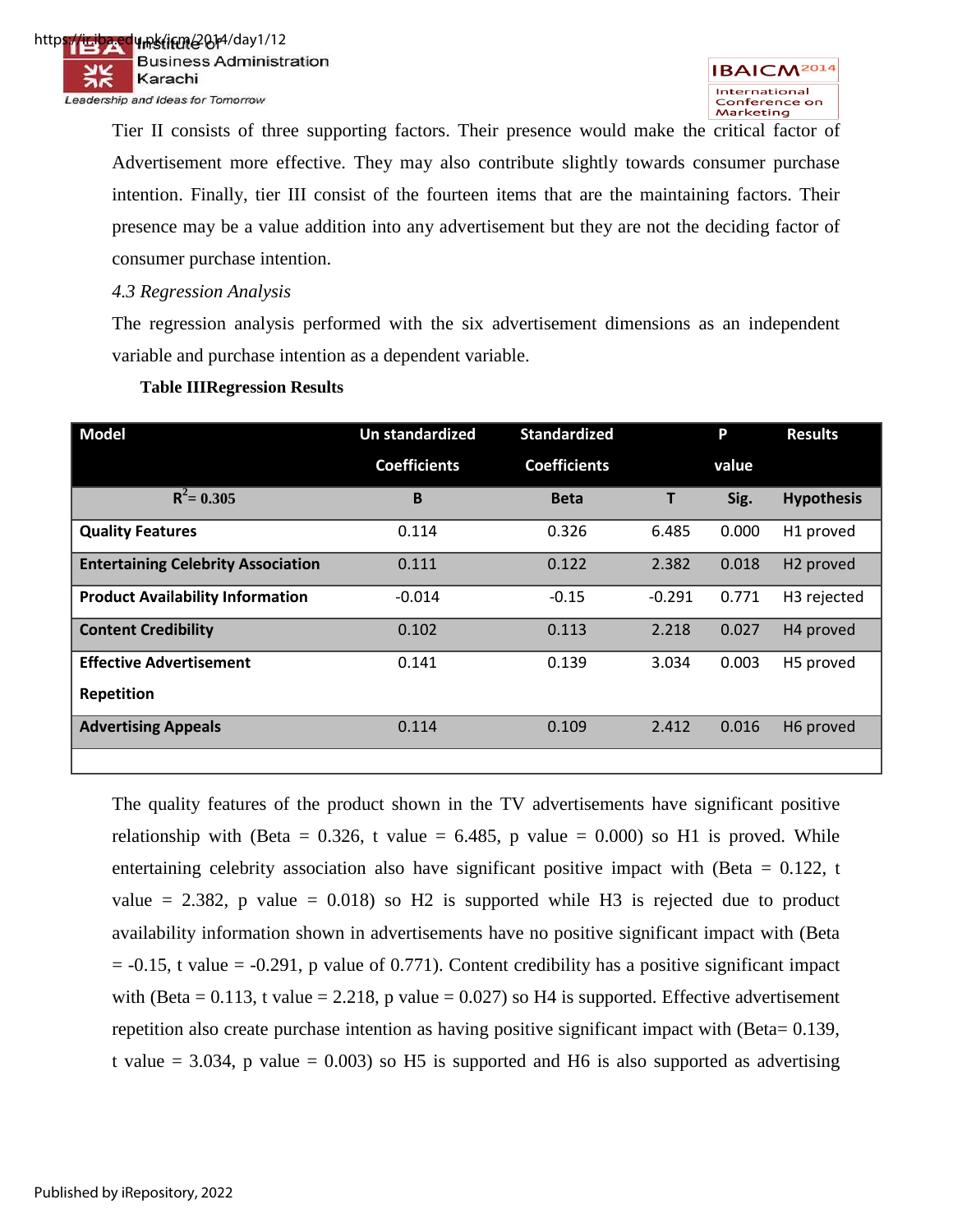Tier II consists of three supporting factors. Their presence would make the critical factor of Advertisement more effective. They may also contribute slightly towards consumer purchase intention. Finally, tier III consist of the fourteen items that are the maintaining factors. Their presence may be a value addition into any advertisement but they are not the deciding factor of consumer purchase intention.

*4.3 Regression Analysis*

The regression analysis performed with the six advertisement dimensions as an independent variable and purchase intention as a dependent variable.

**Table IIIRegression Results**

| Model | Un standardized Coefficients | Standardized Coefficients | | P value | Results |
|---|---|---|---|---|---|
| $R^2$= 0.305 | B | Beta | T | Sig. | Hypothesis |
| **Quality Features** | 0.114 | 0.326 | 6.485 | 0.000 | H1 proved |
| **Entertaining Celebrity Association** | 0.111 | 0.122 | 2.382 | 0.018 | H2 proved |
| **Product Availability Information** | -0.014 | -0.15 | -0.291 | 0.771 | H3 rejected |
| **Content Credibility** | 0.102 | 0.113 | 2.218 | 0.027 | H4 proved |
| **Effective Advertisement Repetition** | 0.141 | 0.139 | 3.034 | 0.003 | H5 proved |
| **Advertising Appeals** | 0.114 | 0.109 | 2.412 | 0.016 | H6 proved |

The quality features of the product shown in the TV advertisements have significant positive relationship with (Beta = 0.326, t value = 6.485, p value = 0.000) so H1 is proved. While entertaining celebrity association also have significant positive impact with (Beta = 0.122, t value = 2.382, p value = 0.018) so H2 is supported while H3 is rejected due to product availability information shown in advertisements have no positive significant impact with (Beta = -0.15, t value = -0.291, p value of 0.771). Content credibility has a positive significant impact with (Beta = 0.113, t value = 2.218, p value = 0.027) so H4 is supported. Effective advertisement repetition also create purchase intention as having positive significant impact with (Beta= 0.139, t value = 3.034, p value = 0.003) so H5 is supported and H6 is also supported as advertising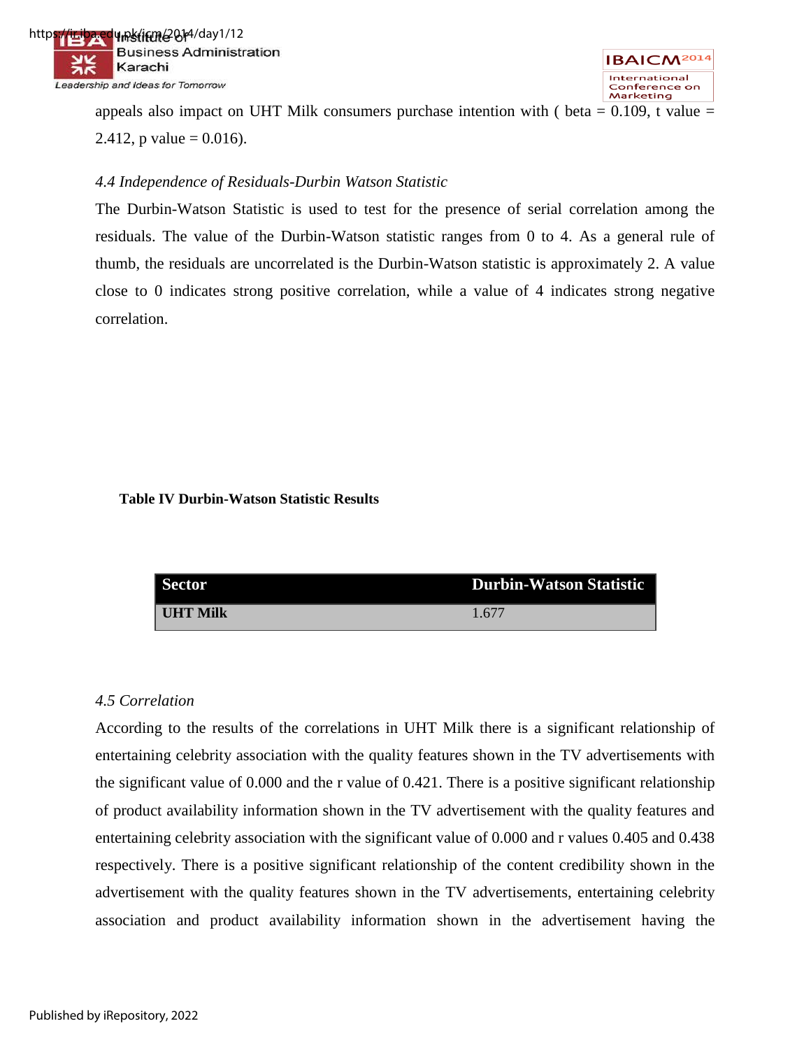appeals also impact on UHT Milk consumers purchase intention with ( beta = 0.109, t value = 2.412, p value = 0.016).

*4.4 Independence of Residuals-Durbin Watson Statistic*

The Durbin-Watson Statistic is used to test for the presence of serial correlation among the residuals. The value of the Durbin-Watson statistic ranges from 0 to 4. As a general rule of thumb, the residuals are uncorrelated is the Durbin-Watson statistic is approximately 2. A value close to 0 indicates strong positive correlation, while a value of 4 indicates strong negative correlation.

**Table IV Durbin-Watson Statistic Results**

| Sector | Durbin-Watson Statistic |
|---|---|
| **UHT Milk** | 1.677 |

*4.5 Correlation*

According to the results of the correlations in UHT Milk there is a significant relationship of entertaining celebrity association with the quality features shown in the TV advertisements with the significant value of 0.000 and the r value of 0.421. There is a positive significant relationship of product availability information shown in the TV advertisement with the quality features and entertaining celebrity association with the significant value of 0.000 and r values 0.405 and 0.438 respectively. There is a positive significant relationship of the content credibility shown in the advertisement with the quality features shown in the TV advertisements, entertaining celebrity association and product availability information shown in the advertisement having the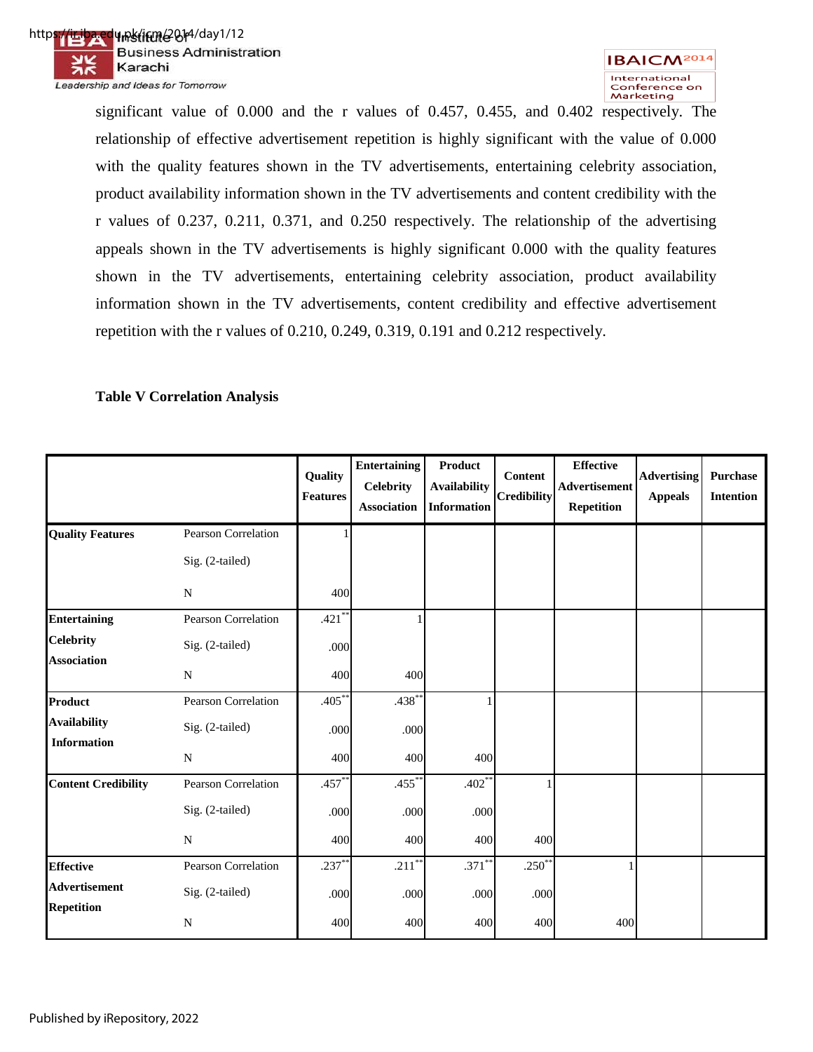significant value of 0.000 and the r values of 0.457, 0.455, and 0.402 respectively. The relationship of effective advertisement repetition is highly significant with the value of 0.000 with the quality features shown in the TV advertisements, entertaining celebrity association, product availability information shown in the TV advertisements and content credibility with the r values of 0.237, 0.211, 0.371, and 0.250 respectively. The relationship of the advertising appeals shown in the TV advertisements is highly significant 0.000 with the quality features shown in the TV advertisements, entertaining celebrity association, product availability information shown in the TV advertisements, content credibility and effective advertisement repetition with the r values of 0.210, 0.249, 0.319, 0.191 and 0.212 respectively.

**Table V Correlation Analysis**

| | | Quality Features | Entertaining Celebrity Association | Product Availability Information | Content Credibility | Effective Advertisement Repetition | Advertising Appeals | Purchase Intention |
|---|---|---|---|---|---|---|---|---|
| **Quality Features** | Pearson Correlation | 1 | | | | | | |
| | Sig. (2-tailed) | | | | | | | |
| | N | 400 | | | | | | |
| **Entertaining Celebrity Association** | Pearson Correlation | .421** | 1 | | | | | |
| | Sig. (2-tailed) | .000 | | | | | | |
| | N | 400 | 400 | | | | | |
| **Product Availability Information** | Pearson Correlation | .405** | .438** | 1 | | | | |
| | Sig. (2-tailed) | .000 | .000 | | | | | |
| | N | 400 | 400 | 400 | | | | |
| **Content Credibility** | Pearson Correlation | .457** | .455** | .402** | 1 | | | |
| | Sig. (2-tailed) | .000 | .000 | .000 | | | | |
| | N | 400 | 400 | 400 | 400 | | | |
| **Effective Advertisement Repetition** | Pearson Correlation | .237** | .211** | .371** | .250** | 1 | | |
| | Sig. (2-tailed) | .000 | .000 | .000 | .000 | | | |
| | N | 400 | 400 | 400 | 400 | 400 | | |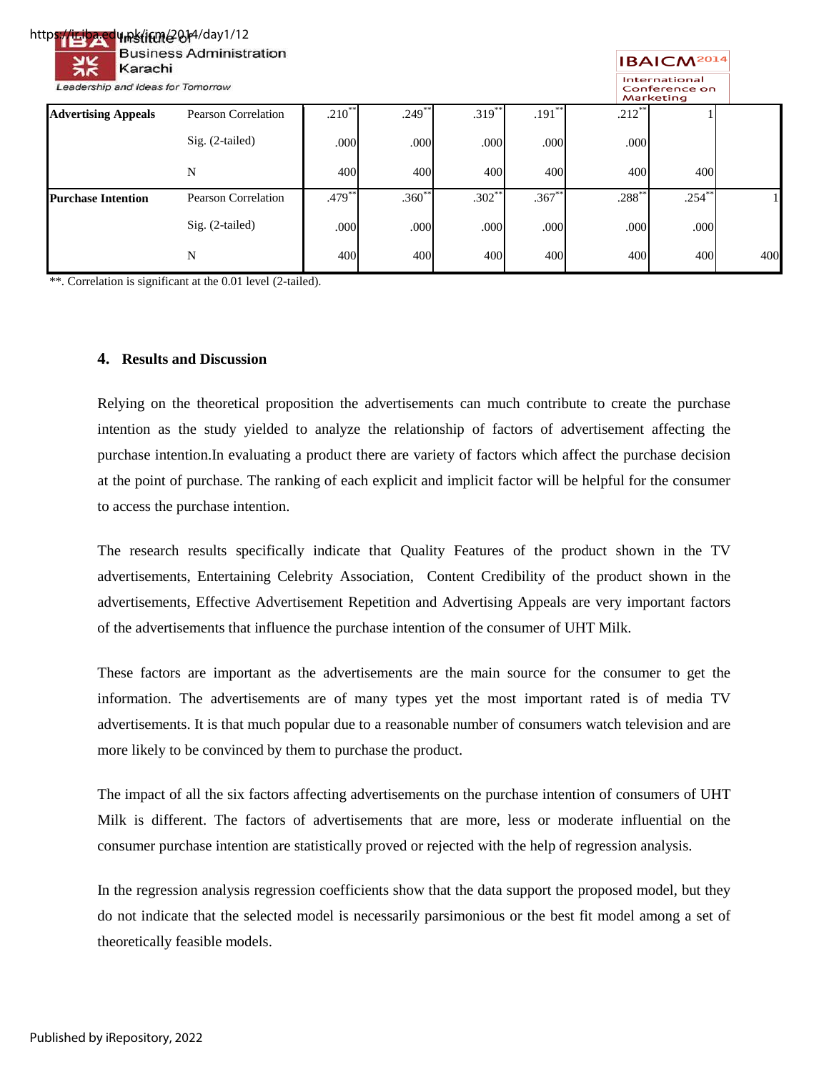| | | | | | | | | |
|---|---|---|---|---|---|---|---|---|
| **Advertising Appeals** | Pearson Correlation | .210** | .249** | .319** | .191** | .212** | 1 | |
| | Sig. (2-tailed) | .000 | .000 | .000 | .000 | .000 | | |
| | N | 400 | 400 | 400 | 400 | 400 | 400 | |
| **Purchase Intention** | Pearson Correlation | .479** | .360** | .302** | .367** | .288** | .254** | 1 |
| | Sig. (2-tailed) | .000 | .000 | .000 | .000 | .000 | .000 | |
| | N | 400 | 400 | 400 | 400 | 400 | 400 | 400 |

**. Correlation is significant at the 0.01 level (2-tailed).

## 4. Results and Discussion

Relying on the theoretical proposition the advertisements can much contribute to create the purchase intention as the study yielded to analyze the relationship of factors of advertisement affecting the purchase intention.In evaluating a product there are variety of factors which affect the purchase decision at the point of purchase. The ranking of each explicit and implicit factor will be helpful for the consumer to access the purchase intention.

The research results specifically indicate that Quality Features of the product shown in the TV advertisements, Entertaining Celebrity Association, Content Credibility of the product shown in the advertisements, Effective Advertisement Repetition and Advertising Appeals are very important factors of the advertisements that influence the purchase intention of the consumer of UHT Milk.

These factors are important as the advertisements are the main source for the consumer to get the information. The advertisements are of many types yet the most important rated is of media TV advertisements. It is that much popular due to a reasonable number of consumers watch television and are more likely to be convinced by them to purchase the product.

The impact of all the six factors affecting advertisements on the purchase intention of consumers of UHT Milk is different. The factors of advertisements that are more, less or moderate influential on the consumer purchase intention are statistically proved or rejected with the help of regression analysis.

In the regression analysis regression coefficients show that the data support the proposed model, but they do not indicate that the selected model is necessarily parsimonious or the best fit model among a set of theoretically feasible models.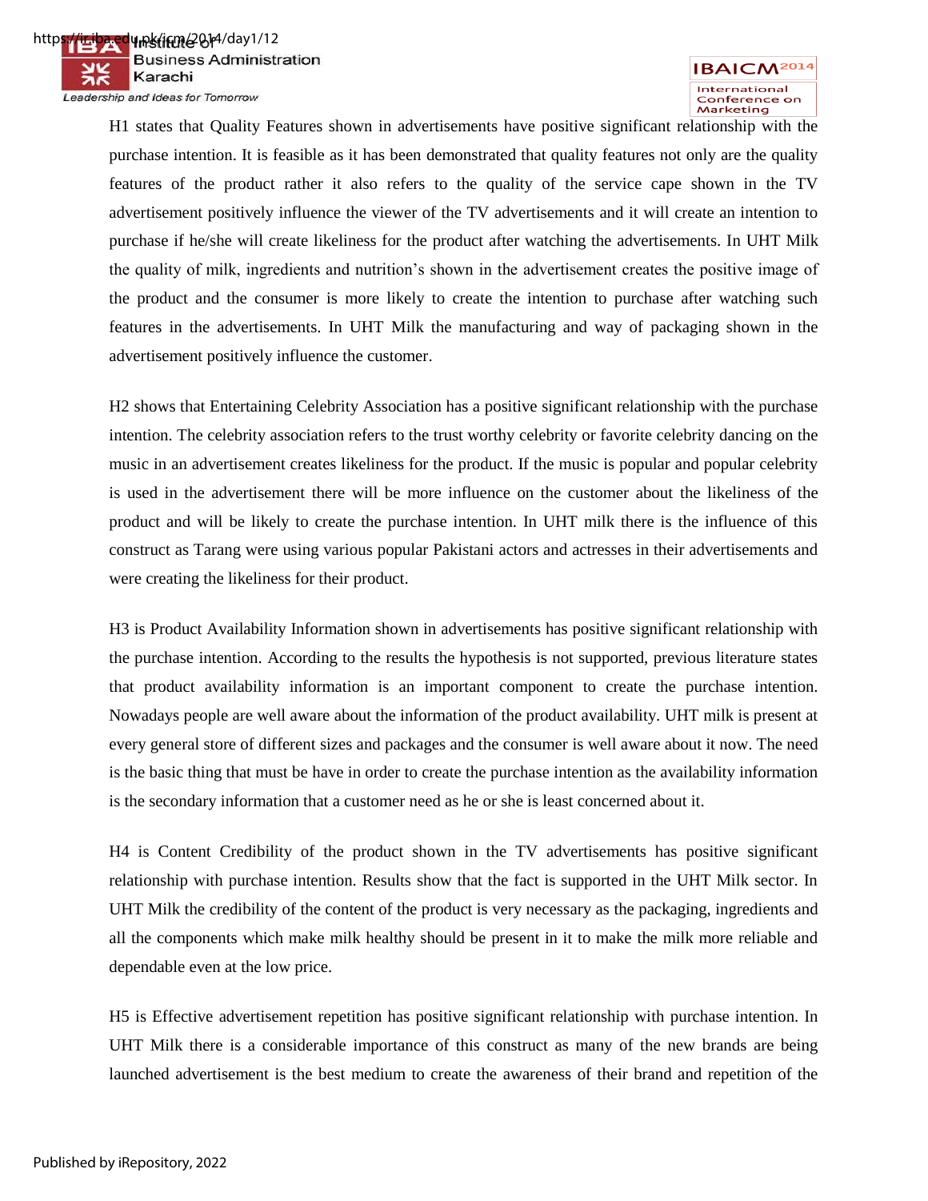H1 states that Quality Features shown in advertisements have positive significant relationship with the purchase intention. It is feasible as it has been demonstrated that quality features not only are the quality features of the product rather it also refers to the quality of the service cape shown in the TV advertisement positively influence the viewer of the TV advertisements and it will create an intention to purchase if he/she will create likeliness for the product after watching the advertisements. In UHT Milk the quality of milk, ingredients and nutrition's shown in the advertisement creates the positive image of the product and the consumer is more likely to create the intention to purchase after watching such features in the advertisements. In UHT Milk the manufacturing and way of packaging shown in the advertisement positively influence the customer.

H2 shows that Entertaining Celebrity Association has a positive significant relationship with the purchase intention. The celebrity association refers to the trust worthy celebrity or favorite celebrity dancing on the music in an advertisement creates likeliness for the product. If the music is popular and popular celebrity is used in the advertisement there will be more influence on the customer about the likeliness of the product and will be likely to create the purchase intention. In UHT milk there is the influence of this construct as Tarang were using various popular Pakistani actors and actresses in their advertisements and were creating the likeliness for their product.

H3 is Product Availability Information shown in advertisements has positive significant relationship with the purchase intention. According to the results the hypothesis is not supported, previous literature states that product availability information is an important component to create the purchase intention. Nowadays people are well aware about the information of the product availability. UHT milk is present at every general store of different sizes and packages and the consumer is well aware about it now. The need is the basic thing that must be have in order to create the purchase intention as the availability information is the secondary information that a customer need as he or she is least concerned about it.

H4 is Content Credibility of the product shown in the TV advertisements has positive significant relationship with purchase intention. Results show that the fact is supported in the UHT Milk sector. In UHT Milk the credibility of the content of the product is very necessary as the packaging, ingredients and all the components which make milk healthy should be present in it to make the milk more reliable and dependable even at the low price.

H5 is Effective advertisement repetition has positive significant relationship with purchase intention. In UHT Milk there is a considerable importance of this construct as many of the new brands are being launched advertisement is the best medium to create the awareness of their brand and repetition of the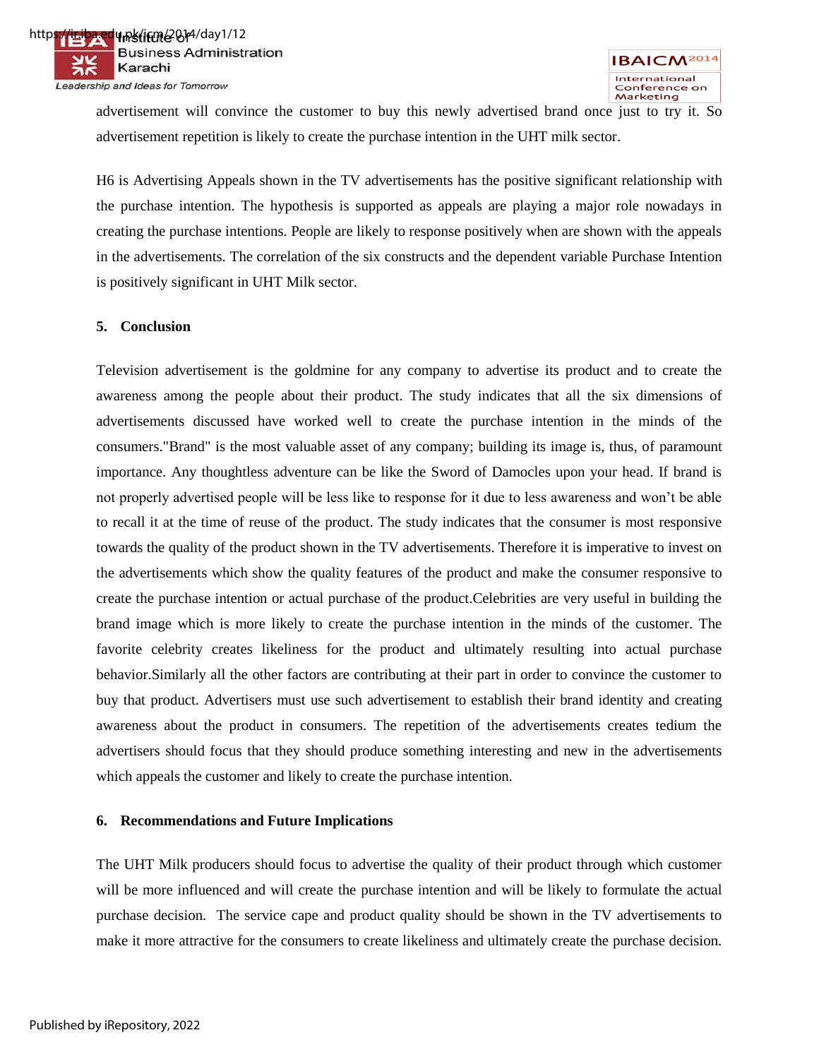advertisement will convince the customer to buy this newly advertised brand once just to try it. So advertisement repetition is likely to create the purchase intention in the UHT milk sector.

H6 is Advertising Appeals shown in the TV advertisements has the positive significant relationship with the purchase intention. The hypothesis is supported as appeals are playing a major role nowadays in creating the purchase intentions. People are likely to response positively when are shown with the appeals in the advertisements. The correlation of the six constructs and the dependent variable Purchase Intention is positively significant in UHT Milk sector.

## 5. Conclusion

Television advertisement is the goldmine for any company to advertise its product and to create the awareness among the people about their product. The study indicates that all the six dimensions of advertisements discussed have worked well to create the purchase intention in the minds of the consumers."Brand" is the most valuable asset of any company; building its image is, thus, of paramount importance. Any thoughtless adventure can be like the Sword of Damocles upon your head. If brand is not properly advertised people will be less like to response for it due to less awareness and won't be able to recall it at the time of reuse of the product. The study indicates that the consumer is most responsive towards the quality of the product shown in the TV advertisements. Therefore it is imperative to invest on the advertisements which show the quality features of the product and make the consumer responsive to create the purchase intention or actual purchase of the product.Celebrities are very useful in building the brand image which is more likely to create the purchase intention in the minds of the customer. The favorite celebrity creates likeliness for the product and ultimately resulting into actual purchase behavior.Similarly all the other factors are contributing at their part in order to convince the customer to buy that product. Advertisers must use such advertisement to establish their brand identity and creating awareness about the product in consumers. The repetition of the advertisements creates tedium the advertisers should focus that they should produce something interesting and new in the advertisements which appeals the customer and likely to create the purchase intention.

## 6. Recommendations and Future Implications

The UHT Milk producers should focus to advertise the quality of their product through which customer will be more influenced and will create the purchase intention and will be likely to formulate the actual purchase decision. The service cape and product quality should be shown in the TV advertisements to make it more attractive for the consumers to create likeliness and ultimately create the purchase decision.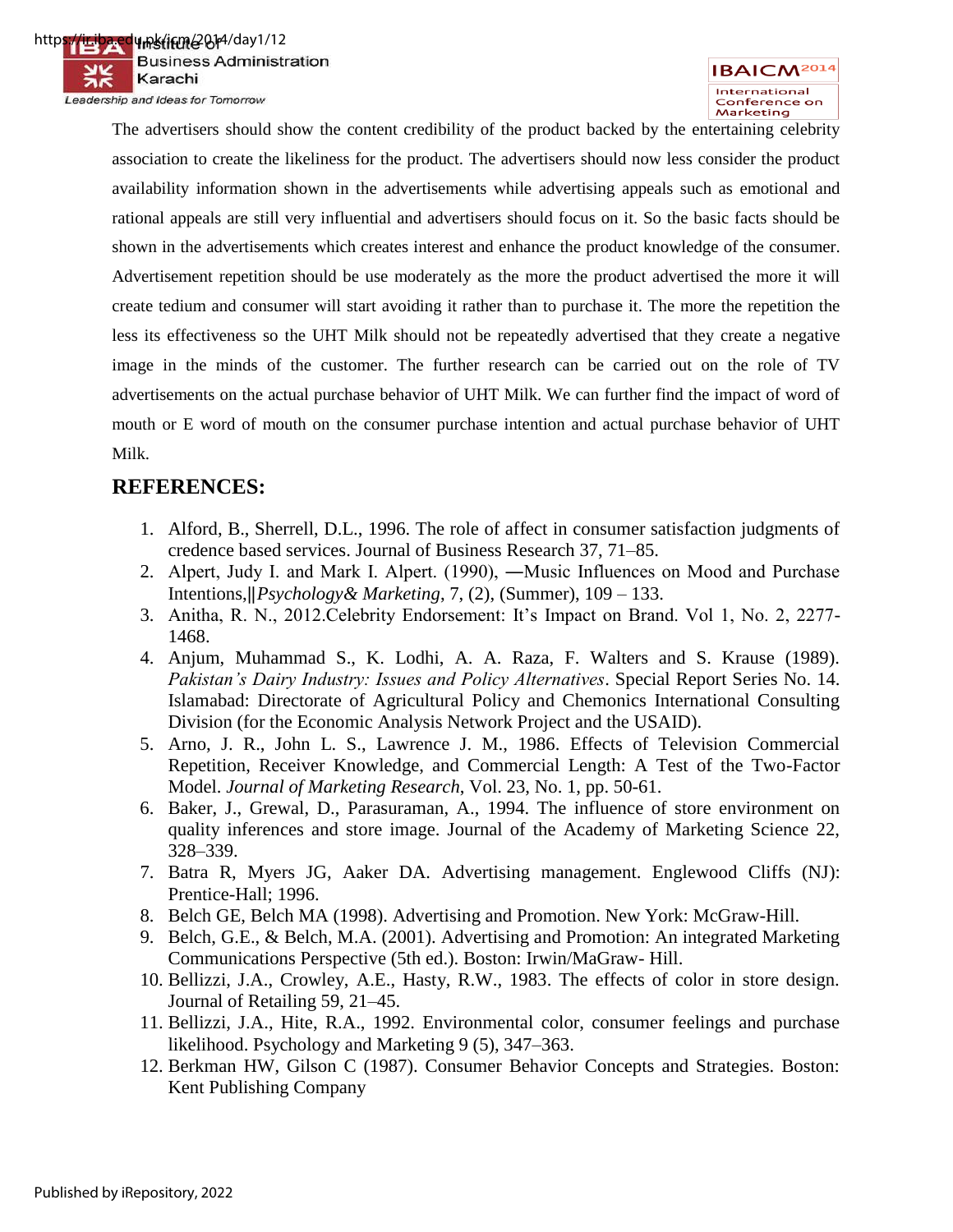The advertisers should show the content credibility of the product backed by the entertaining celebrity association to create the likeliness for the product. The advertisers should now less consider the product availability information shown in the advertisements while advertising appeals such as emotional and rational appeals are still very influential and advertisers should focus on it. So the basic facts should be shown in the advertisements which creates interest and enhance the product knowledge of the consumer. Advertisement repetition should be use moderately as the more the product advertised the more it will create tedium and consumer will start avoiding it rather than to purchase it. The more the repetition the less its effectiveness so the UHT Milk should not be repeatedly advertised that they create a negative image in the minds of the customer. The further research can be carried out on the role of TV advertisements on the actual purchase behavior of UHT Milk. We can further find the impact of word of mouth or E word of mouth on the consumer purchase intention and actual purchase behavior of UHT Milk.

## REFERENCES:

1. Alford, B., Sherrell, D.L., 1996. The role of affect in consumer satisfaction judgments of credence based services. Journal of Business Research 37, 71–85.
2. Alpert, Judy I. and Mark I. Alpert. (1990), ―Music Influences on Mood and Purchase Intentions,‖ *Psychology& Marketing*, 7, (2), (Summer), 109 – 133.
3. Anitha, R. N., 2012.Celebrity Endorsement: It's Impact on Brand. Vol 1, No. 2, 2277-1468.
4. Anjum, Muhammad S., K. Lodhi, A. A. Raza, F. Walters and S. Krause (1989). *Pakistan's Dairy Industry: Issues and Policy Alternatives*. Special Report Series No. 14. Islamabad: Directorate of Agricultural Policy and Chemonics International Consulting Division (for the Economic Analysis Network Project and the USAID).
5. Arno, J. R., John L. S., Lawrence J. M., 1986. Effects of Television Commercial Repetition, Receiver Knowledge, and Commercial Length: A Test of the Two-Factor Model. *Journal of Marketing Research*, Vol. 23, No. 1, pp. 50-61.
6. Baker, J., Grewal, D., Parasuraman, A., 1994. The influence of store environment on quality inferences and store image. Journal of the Academy of Marketing Science 22, 328–339.
7. Batra R, Myers JG, Aaker DA. Advertising management. Englewood Cliffs (NJ): Prentice-Hall; 1996.
8. Belch GE, Belch MA (1998). Advertising and Promotion. New York: McGraw-Hill.
9. Belch, G.E., & Belch, M.A. (2001). Advertising and Promotion: An integrated Marketing Communications Perspective (5th ed.). Boston: Irwin/MaGraw- Hill.
10. Bellizzi, J.A., Crowley, A.E., Hasty, R.W., 1983. The effects of color in store design. Journal of Retailing 59, 21–45.
11. Bellizzi, J.A., Hite, R.A., 1992. Environmental color, consumer feelings and purchase likelihood. Psychology and Marketing 9 (5), 347–363.
12. Berkman HW, Gilson C (1987). Consumer Behavior Concepts and Strategies. Boston: Kent Publishing Company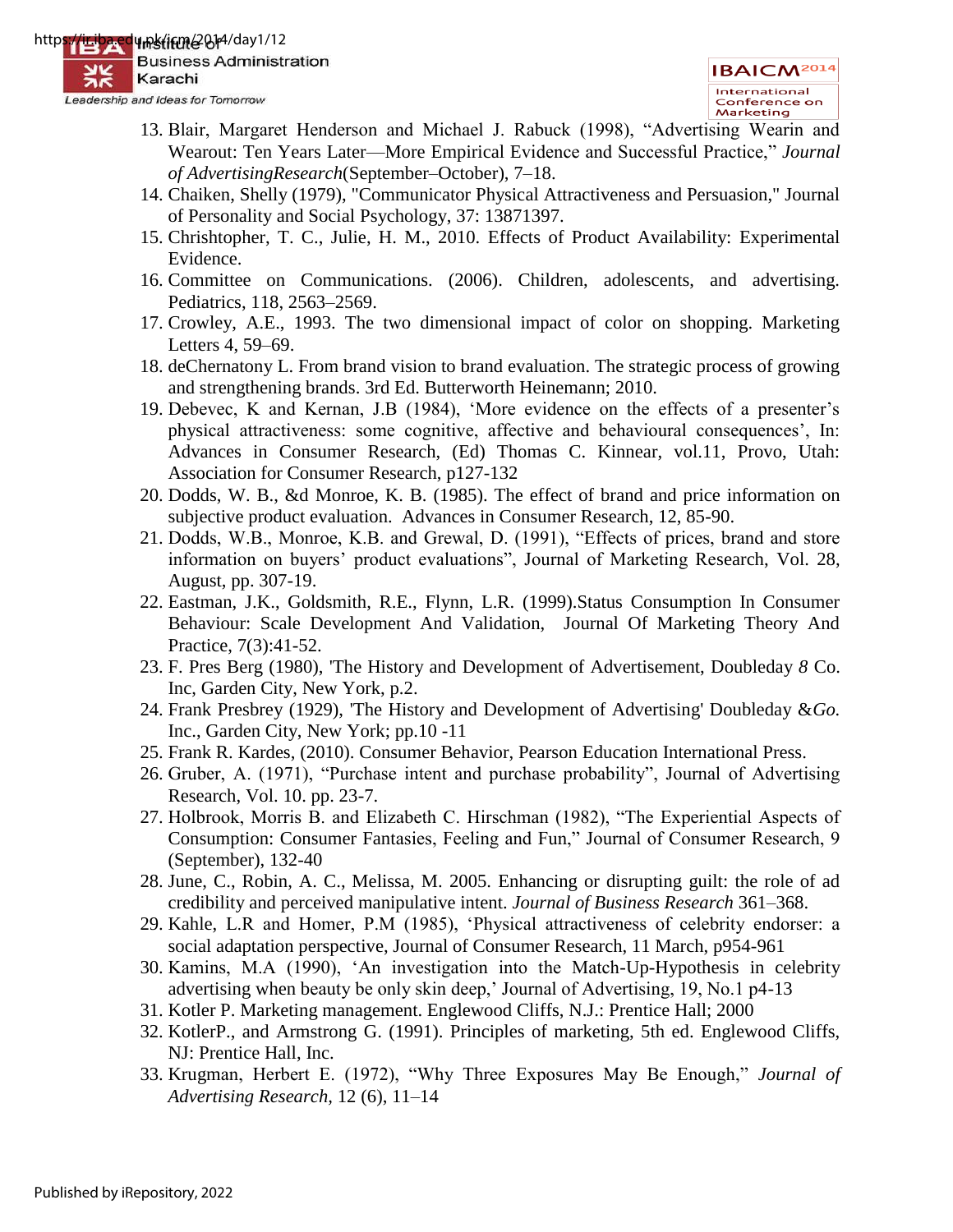13. Blair, Margaret Henderson and Michael J. Rabuck (1998), "Advertising Wearin and Wearout: Ten Years Later—More Empirical Evidence and Successful Practice," *Journal of AdvertisingResearch*(September–October), 7–18.
14. Chaiken, Shelly (1979), "Communicator Physical Attractiveness and Persuasion," Journal of Personality and Social Psychology, 37: 13871397.
15. Chrishtopher, T. C., Julie, H. M., 2010. Effects of Product Availability: Experimental Evidence.
16. Committee on Communications. (2006). Children, adolescents, and advertising. Pediatrics, 118, 2563–2569.
17. Crowley, A.E., 1993. The two dimensional impact of color on shopping. Marketing Letters 4, 59–69.
18. deChernatony L. From brand vision to brand evaluation. The strategic process of growing and strengthening brands. 3rd Ed. Butterworth Heinemann; 2010.
19. Debevec, K and Kernan, J.B (1984), 'More evidence on the effects of a presenter's physical attractiveness: some cognitive, affective and behavioural consequences', In: Advances in Consumer Research, (Ed) Thomas C. Kinnear, vol.11, Provo, Utah: Association for Consumer Research, p127-132
20. Dodds, W. B., &d Monroe, K. B. (1985). The effect of brand and price information on subjective product evaluation. Advances in Consumer Research, 12, 85-90.
21. Dodds, W.B., Monroe, K.B. and Grewal, D. (1991), "Effects of prices, brand and store information on buyers' product evaluations", Journal of Marketing Research, Vol. 28, August, pp. 307-19.
22. Eastman, J.K., Goldsmith, R.E., Flynn, L.R. (1999).Status Consumption In Consumer Behaviour: Scale Development And Validation, Journal Of Marketing Theory And Practice, 7(3):41-52.
23. F. Pres Berg (1980), 'The History and Development of Advertisement, Doubleday *8* Co. Inc, Garden City, New York, p.2.
24. Frank Presbrey (1929), 'The History and Development of Advertising' Doubleday &*Go.* Inc., Garden City, New York; pp.10 -11
25. Frank R. Kardes, (2010). Consumer Behavior, Pearson Education International Press.
26. Gruber, A. (1971), "Purchase intent and purchase probability", Journal of Advertising Research, Vol. 10. pp. 23-7.
27. Holbrook, Morris B. and Elizabeth C. Hirschman (1982), "The Experiential Aspects of Consumption: Consumer Fantasies, Feeling and Fun," Journal of Consumer Research, 9 (September), 132-40
28. June, C., Robin, A. C., Melissa, M. 2005. Enhancing or disrupting guilt: the role of ad credibility and perceived manipulative intent. *Journal of Business Research* 361–368.
29. Kahle, L.R and Homer, P.M (1985), 'Physical attractiveness of celebrity endorser: a social adaptation perspective, Journal of Consumer Research, 11 March, p954-961
30. Kamins, M.A (1990), 'An investigation into the Match-Up-Hypothesis in celebrity advertising when beauty be only skin deep,' Journal of Advertising, 19, No.1 p4-13
31. Kotler P. Marketing management. Englewood Cliffs, N.J.: Prentice Hall; 2000
32. KotlerP., and Armstrong G. (1991). Principles of marketing, 5th ed. Englewood Cliffs, NJ: Prentice Hall, Inc.
33. Krugman, Herbert E. (1972), "Why Three Exposures May Be Enough," *Journal of Advertising Research*, 12 (6), 11–14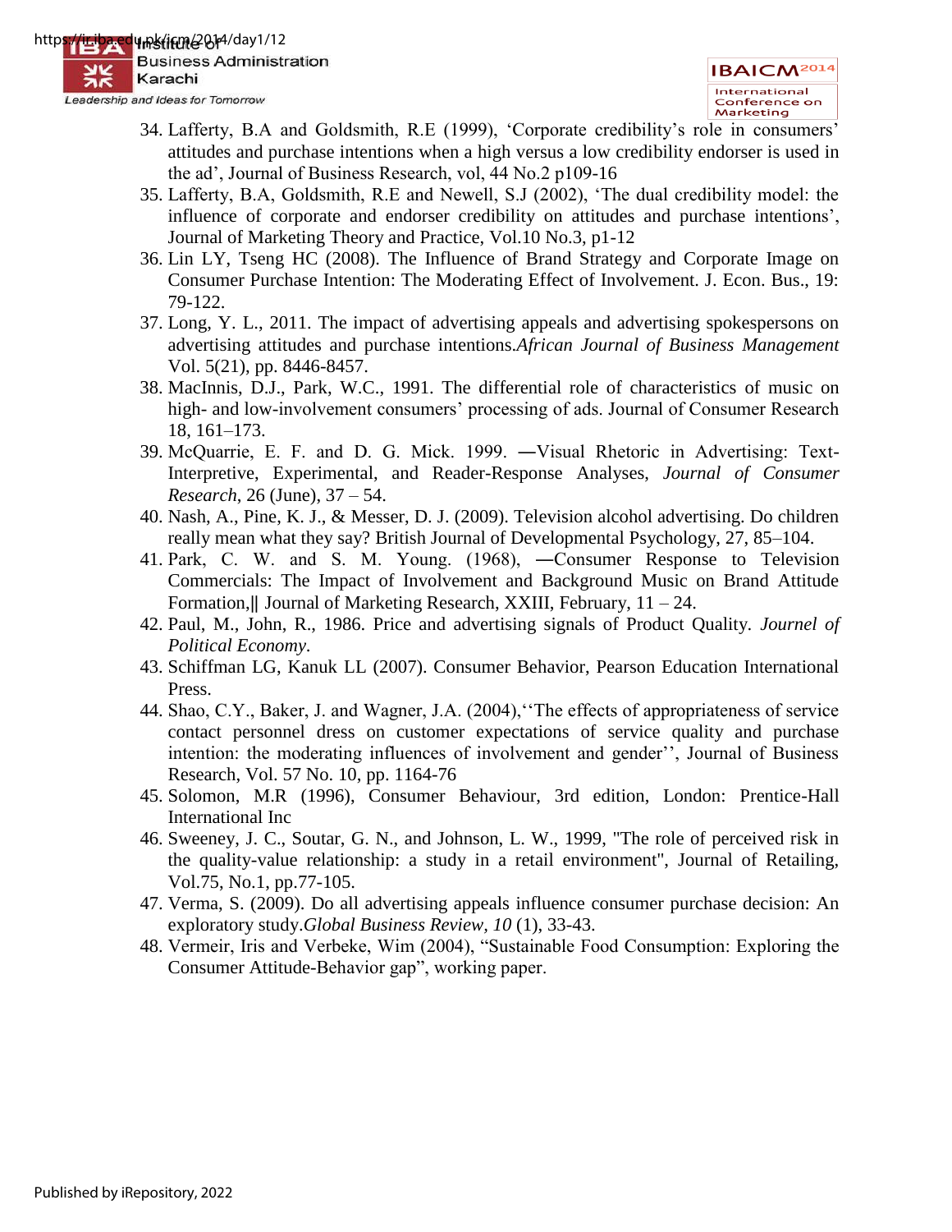34. Lafferty, B.A and Goldsmith, R.E (1999), ‘Corporate credibility’s role in consumers’ attitudes and purchase intentions when a high versus a low credibility endorser is used in the ad’, Journal of Business Research, vol, 44 No.2 p109-16
35. Lafferty, B.A, Goldsmith, R.E and Newell, S.J (2002), ‘The dual credibility model: the influence of corporate and endorser credibility on attitudes and purchase intentions’, Journal of Marketing Theory and Practice, Vol.10 No.3, p1-12
36. Lin LY, Tseng HC (2008). The Influence of Brand Strategy and Corporate Image on Consumer Purchase Intention: The Moderating Effect of Involvement. J. Econ. Bus., 19: 79-122.
37. Long, Y. L., 2011. The impact of advertising appeals and advertising spokespersons on advertising attitudes and purchase intentions.*African Journal of Business Management* Vol. 5(21), pp. 8446-8457.
38. MacInnis, D.J., Park, W.C., 1991. The differential role of characteristics of music on high- and low-involvement consumers’ processing of ads. Journal of Consumer Research 18, 161–173.
39. McQuarrie, E. F. and D. G. Mick. 1999. ―Visual Rhetoric in Advertising: Text-Interpretive, Experimental, and Reader-Response Analyses, *Journal of Consumer Research*, 26 (June), 37 – 54.
40. Nash, A., Pine, K. J., & Messer, D. J. (2009). Television alcohol advertising. Do children really mean what they say? British Journal of Developmental Psychology, 27, 85–104.
41. Park, C. W. and S. M. Young. (1968), ―Consumer Response to Television Commercials: The Impact of Involvement and Background Music on Brand Attitude Formation,‖ Journal of Marketing Research, XXIII, February, 11 – 24.
42. Paul, M., John, R., 1986. Price and advertising signals of Product Quality. *Journel of Political Economy*.
43. Schiffman LG, Kanuk LL (2007). Consumer Behavior, Pearson Education International Press.
44. Shao, C.Y., Baker, J. and Wagner, J.A. (2004),‘‘The effects of appropriateness of service contact personnel dress on customer expectations of service quality and purchase intention: the moderating influences of involvement and gender’’, Journal of Business Research, Vol. 57 No. 10, pp. 1164-76
45. Solomon, M.R (1996), Consumer Behaviour, 3rd edition, London: Prentice-Hall International Inc
46. Sweeney, J. C., Soutar, G. N., and Johnson, L. W., 1999, "The role of perceived risk in the quality-value relationship: a study in a retail environment", Journal of Retailing, Vol.75, No.1, pp.77-105.
47. Verma, S. (2009). Do all advertising appeals influence consumer purchase decision: An exploratory study.*Global Business Review*, *10* (1), 33-43.
48. Vermeir, Iris and Verbeke, Wim (2004), “Sustainable Food Consumption: Exploring the Consumer Attitude-Behavior gap”, working paper.